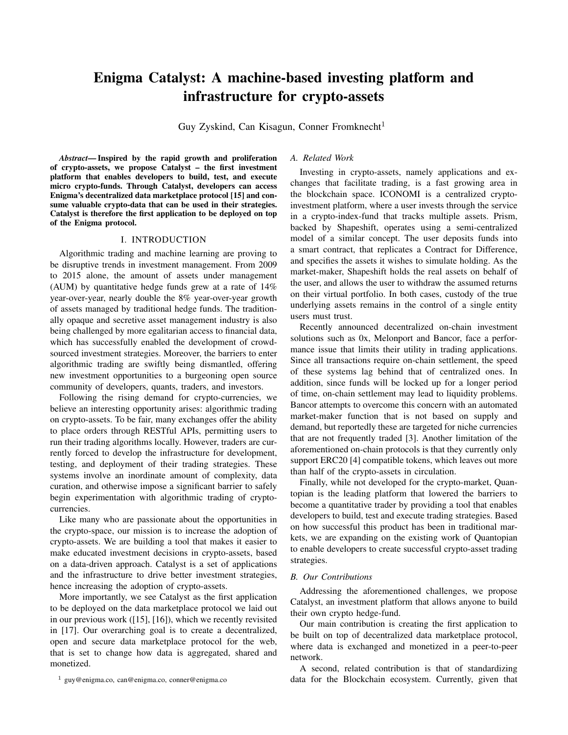# Enigma Catalyst: A machine-based investing platform and infrastructure for crypto-assets

Guy Zyskind, Can Kisagun, Conner Fromknecht[1]

***Abstract*— Inspired by the rapid growth and proliferation of crypto-assets, we propose Catalyst – the first investment platform that enables developers to build, test, and execute micro crypto-funds. Through Catalyst, developers can access Enigma's decentralized data marketplace protocol [15] and consume valuable crypto-data that can be used in their strategies. Catalyst is therefore the first application to be deployed on top of the Enigma protocol.**

## I. INTRODUCTION

Algorithmic trading and machine learning are proving to be disruptive trends in investment management. From 2009 to 2015 alone, the amount of assets under management (AUM) by quantitative hedge funds grew at a rate of 14% year-over-year, nearly double the 8% year-over-year growth of assets managed by traditional hedge funds. The traditionally opaque and secretive asset management industry is also being challenged by more egalitarian access to financial data, which has successfully enabled the development of crowd-sourced investment strategies. Moreover, the barriers to enter algorithmic trading are swiftly being dismantled, offering new investment opportunities to a burgeoning open source community of developers, quants, traders, and investors.

Following the rising demand for crypto-currencies, we believe an interesting opportunity arises: algorithmic trading on crypto-assets. To be fair, many exchanges offer the ability to place orders through RESTful APIs, permitting users to run their trading algorithms locally. However, traders are currently forced to develop the infrastructure for development, testing, and deployment of their trading strategies. These systems involve an inordinate amount of complexity, data curation, and otherwise impose a significant barrier to safely begin experimentation with algorithmic trading of crypto-currencies.

Like many who are passionate about the opportunities in the crypto-space, our mission is to increase the adoption of crypto-assets. We are building a tool that makes it easier to make educated investment decisions in crypto-assets, based on a data-driven approach. Catalyst is a set of applications and the infrastructure to drive better investment strategies, hence increasing the adoption of crypto-assets.

More importantly, we see Catalyst as the first application to be deployed on the data marketplace protocol we laid out in our previous work ([15], [16]), which we recently revisited in [17]. Our overarching goal is to create a decentralized, open and secure data marketplace protocol for the web, that is set to change how data is aggregated, shared and monetized.

[1] guy@enigma.co, can@enigma.co, conner@enigma.co

### A. Related Work

Investing in crypto-assets, namely applications and exchanges that facilitate trading, is a fast growing area in the blockchain space. ICONOMI is a centralized crypto-investment platform, where a user invests through the service in a crypto-index-fund that tracks multiple assets. Prism, backed by Shapeshift, operates using a semi-centralized model of a similar concept. The user deposits funds into a smart contract, that replicates a Contract for Difference, and specifies the assets it wishes to simulate holding. As the market-maker, Shapeshift holds the real assets on behalf of the user, and allows the user to withdraw the assumed returns on their virtual portfolio. In both cases, custody of the true underlying assets remains in the control of a single entity users must trust.

Recently announced decentralized on-chain investment solutions such as 0x, Melonport and Bancor, face a performance issue that limits their utility in trading applications. Since all transactions require on-chain settlement, the speed of these systems lag behind that of centralized ones. In addition, since funds will be locked up for a longer period of time, on-chain settlement may lead to liquidity problems. Bancor attempts to overcome this concern with an automated market-maker function that is not based on supply and demand, but reportedly these are targeted for niche currencies that are not frequently traded [3]. Another limitation of the aforementioned on-chain protocols is that they currently only support ERC20 [4] compatible tokens, which leaves out more than half of the crypto-assets in circulation.

Finally, while not developed for the crypto-market, Quantopian is the leading platform that lowered the barriers to become a quantitative trader by providing a tool that enables developers to build, test and execute trading strategies. Based on how successful this product has been in traditional markets, we are expanding on the existing work of Quantopian to enable developers to create successful crypto-asset trading strategies.

### B. Our Contributions

Addressing the aforementioned challenges, we propose Catalyst, an investment platform that allows anyone to build their own crypto hedge-fund.

Our main contribution is creating the first application to be built on top of decentralized data marketplace protocol, where data is exchanged and monetized in a peer-to-peer network.

A second, related contribution is that of standardizing data for the Blockchain ecosystem. Currently, given that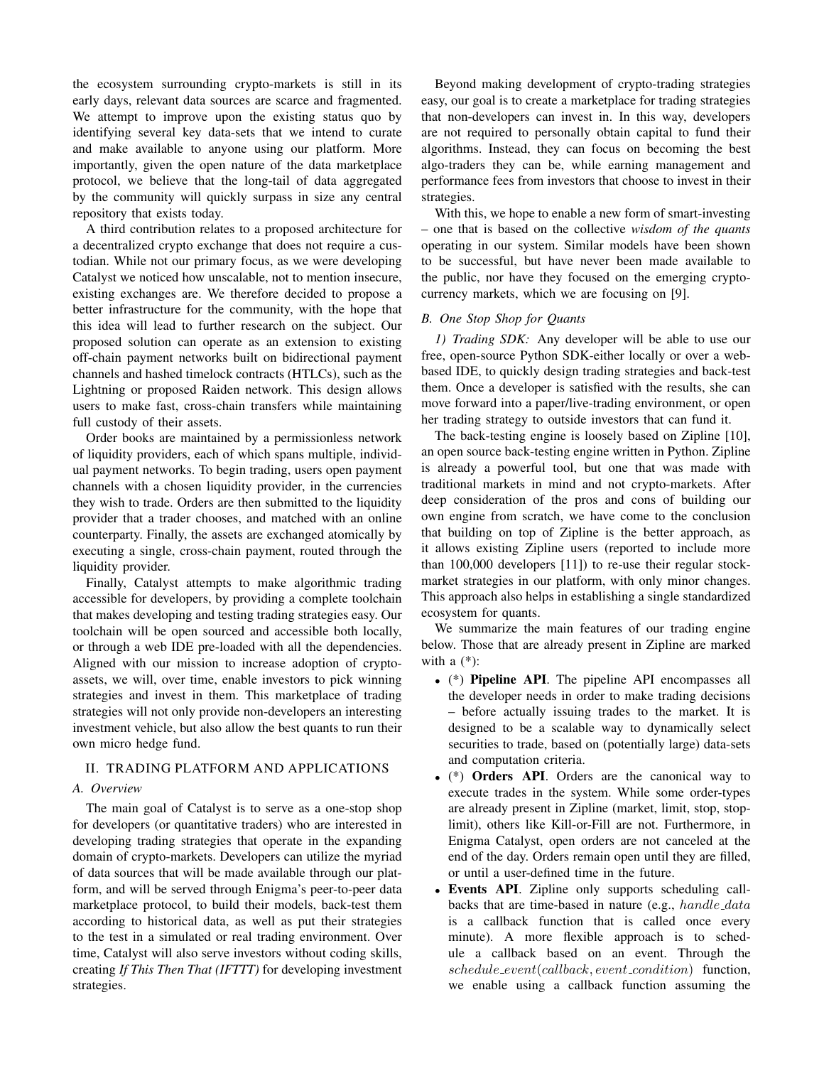the ecosystem surrounding crypto-markets is still in its early days, relevant data sources are scarce and fragmented. We attempt to improve upon the existing status quo by identifying several key data-sets that we intend to curate and make available to anyone using our platform. More importantly, given the open nature of the data marketplace protocol, we believe that the long-tail of data aggregated by the community will quickly surpass in size any central repository that exists today.

A third contribution relates to a proposed architecture for a decentralized crypto exchange that does not require a custodian. While not our primary focus, as we were developing Catalyst we noticed how unscalable, not to mention insecure, existing exchanges are. We therefore decided to propose a better infrastructure for the community, with the hope that this idea will lead to further research on the subject. Our proposed solution can operate as an extension to existing off-chain payment networks built on bidirectional payment channels and hashed timelock contracts (HTLCs), such as the Lightning or proposed Raiden network. This design allows users to make fast, cross-chain transfers while maintaining full custody of their assets.

Order books are maintained by a permissionless network of liquidity providers, each of which spans multiple, individual payment networks. To begin trading, users open payment channels with a chosen liquidity provider, in the currencies they wish to trade. Orders are then submitted to the liquidity provider that a trader chooses, and matched with an online counterparty. Finally, the assets are exchanged atomically by executing a single, cross-chain payment, routed through the liquidity provider.

Finally, Catalyst attempts to make algorithmic trading accessible for developers, by providing a complete toolchain that makes developing and testing trading strategies easy. Our toolchain will be open sourced and accessible both locally, or through a web IDE pre-loaded with all the dependencies. Aligned with our mission to increase adoption of crypto-assets, we will, over time, enable investors to pick winning strategies and invest in them. This marketplace of trading strategies will not only provide non-developers an interesting investment vehicle, but also allow the best quants to run their own micro hedge fund.

## II. TRADING PLATFORM AND APPLICATIONS

### A. Overview

The main goal of Catalyst is to serve as a one-stop shop for developers (or quantitative traders) who are interested in developing trading strategies that operate in the expanding domain of crypto-markets. Developers can utilize the myriad of data sources that will be made available through our platform, and will be served through Enigma's peer-to-peer data marketplace protocol, to build their models, back-test them according to historical data, as well as put their strategies to the test in a simulated or real trading environment. Over time, Catalyst will also serve investors without coding skills, creating ***If This Then That (IFTTT)*** for developing investment strategies.

Beyond making development of crypto-trading strategies easy, our goal is to create a marketplace for trading strategies that non-developers can invest in. In this way, developers are not required to personally obtain capital to fund their algorithms. Instead, they can focus on becoming the best algo-traders they can be, while earning management and performance fees from investors that choose to invest in their strategies.

With this, we hope to enable a new form of smart-investing – one that is based on the collective *wisdom of the quants* operating in our system. Similar models have been shown to be successful, but have never been made available to the public, nor have they focused on the emerging crypto-currency markets, which we are focusing on [9].

### B. One Stop Shop for Quants

*1) Trading SDK:* Any developer will be able to use our free, open-source Python SDK-either locally or over a web-based IDE, to quickly design trading strategies and back-test them. Once a developer is satisfied with the results, she can move forward into a paper/live-trading environment, or open her trading strategy to outside investors that can fund it.

The back-testing engine is loosely based on Zipline [10], an open source back-testing engine written in Python. Zipline is already a powerful tool, but one that was made with traditional markets in mind and not crypto-markets. After deep consideration of the pros and cons of building our own engine from scratch, we have come to the conclusion that building on top of Zipline is the better approach, as it allows existing Zipline users (reported to include more than 100,000 developers [11]) to re-use their regular stock-market strategies in our platform, with only minor changes. This approach also helps in establishing a single standardized ecosystem for quants.

We summarize the main features of our trading engine below. Those that are already present in Zipline are marked with a (*):

- (*) **Pipeline API**. The pipeline API encompasses all the developer needs in order to make trading decisions – before actually issuing trades to the market. It is designed to be a scalable way to dynamically select securities to trade, based on (potentially large) data-sets and computation criteria.
- (*) **Orders API**. Orders are the canonical way to execute trades in the system. While some order-types are already present in Zipline (market, limit, stop, stop-limit), others like Kill-or-Fill are not. Furthermore, in Enigma Catalyst, open orders are not canceled at the end of the day. Orders remain open until they are filled, or until a user-defined time in the future.
- **Events API**. Zipline only supports scheduling callbacks that are time-based in nature (e.g., $handle\_data$ is a callback function that is called once every minute). A more flexible approach is to schedule a callback based on an event. Through the $schedule\_event(callback, event\_condition)$ function, we enable using a callback function assuming the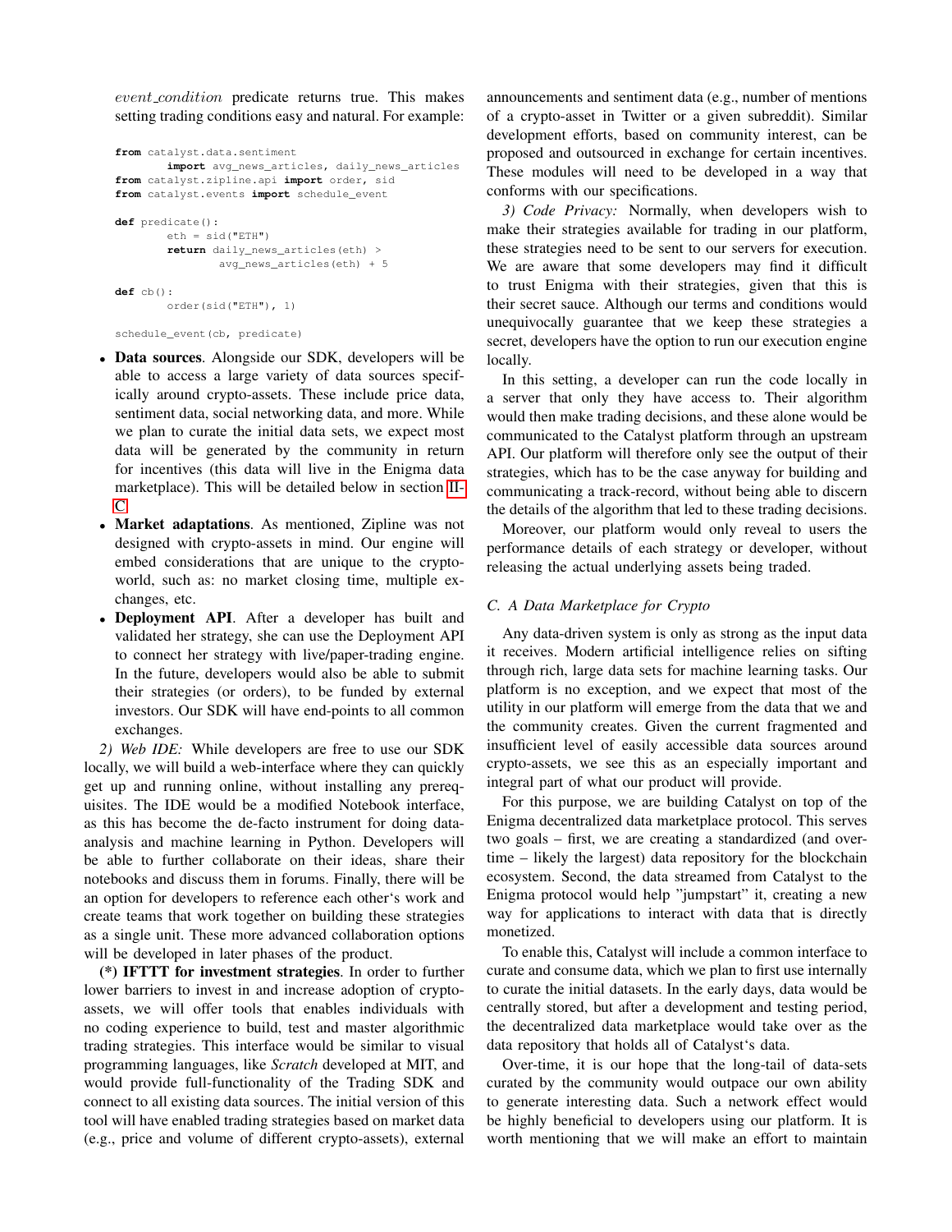*event_condition* predicate returns true. This makes setting trading conditions easy and natural. For example:

```
from catalyst.data.sentiment
        import avg_news_articles, daily_news_articles
from catalyst.zipline.api import order, sid
from catalyst.events import schedule_event

def predicate():
        eth = sid("ETH")
        return daily_news_articles(eth) >
                avg_news_articles(eth) + 5

def cb():
        order(sid("ETH"), 1)

schedule_event(cb, predicate)
```

- **Data sources**. Alongside our SDK, developers will be able to access a large variety of data sources specifically around crypto-assets. These include price data, sentiment data, social networking data, and more. While we plan to curate the initial data sets, we expect most data will be generated by the community in return for incentives (this data will live in the Enigma data marketplace). This will be detailed below in section II-C.
- **Market adaptations**. As mentioned, Zipline was not designed with crypto-assets in mind. Our engine will embed considerations that are unique to the crypto-world, such as: no market closing time, multiple exchanges, etc.
- **Deployment API**. After a developer has built and validated her strategy, she can use the Deployment API to connect her strategy with live/paper-trading engine. In the future, developers would also be able to submit their strategies (or orders), to be funded by external investors. Our SDK will have end-points to all common exchanges.

*2) Web IDE:* While developers are free to use our SDK locally, we will build a web-interface where they can quickly get up and running online, without installing any prerequisites. The IDE would be a modified Notebook interface, as this has become the de-facto instrument for doing data-analysis and machine learning in Python. Developers will be able to further collaborate on their ideas, share their notebooks and discuss them in forums. Finally, there will be an option for developers to reference each other's work and create teams that work together on building these strategies as a single unit. These more advanced collaboration options will be developed in later phases of the product.

**(\*) IFTTT for investment strategies**. In order to further lower barriers to invest in and increase adoption of crypto-assets, we will offer tools that enables individuals with no coding experience to build, test and master algorithmic trading strategies. This interface would be similar to visual programming languages, like *Scratch* developed at MIT, and would provide full-functionality of the Trading SDK and connect to all existing data sources. The initial version of this tool will have enabled trading strategies based on market data (e.g., price and volume of different crypto-assets), external announcements and sentiment data (e.g., number of mentions of a crypto-asset in Twitter or a given subreddit). Similar development efforts, based on community interest, can be proposed and outsourced in exchange for certain incentives. These modules will need to be developed in a way that conforms with our specifications.

*3) Code Privacy:* Normally, when developers wish to make their strategies available for trading in our platform, these strategies need to be sent to our servers for execution. We are aware that some developers may find it difficult to trust Enigma with their strategies, given that this is their secret sauce. Although our terms and conditions would unequivocally guarantee that we keep these strategies a secret, developers have the option to run our execution engine locally.

In this setting, a developer can run the code locally in a server that only they have access to. Their algorithm would then make trading decisions, and these alone would be communicated to the Catalyst platform through an upstream API. Our platform will therefore only see the output of their strategies, which has to be the case anyway for building and communicating a track-record, without being able to discern the details of the algorithm that led to these trading decisions.

Moreover, our platform would only reveal to users the performance details of each strategy or developer, without releasing the actual underlying assets being traded.

### C. A Data Marketplace for Crypto

Any data-driven system is only as strong as the input data it receives. Modern artificial intelligence relies on sifting through rich, large data sets for machine learning tasks. Our platform is no exception, and we expect that most of the utility in our platform will emerge from the data that we and the community creates. Given the current fragmented and insufficient level of easily accessible data sources around crypto-assets, we see this as an especially important and integral part of what our product will provide.

For this purpose, we are building Catalyst on top of the Enigma decentralized data marketplace protocol. This serves two goals – first, we are creating a standardized (and over-time – likely the largest) data repository for the blockchain ecosystem. Second, the data streamed from Catalyst to the Enigma protocol would help "jumpstart" it, creating a new way for applications to interact with data that is directly monetized.

To enable this, Catalyst will include a common interface to curate and consume data, which we plan to first use internally to curate the initial datasets. In the early days, data would be centrally stored, but after a development and testing period, the decentralized data marketplace would take over as the data repository that holds all of Catalyst's data.

Over-time, it is our hope that the long-tail of data-sets curated by the community would outpace our own ability to generate interesting data. Such a network effect would be highly beneficial to developers using our platform. It is worth mentioning that we will make an effort to maintain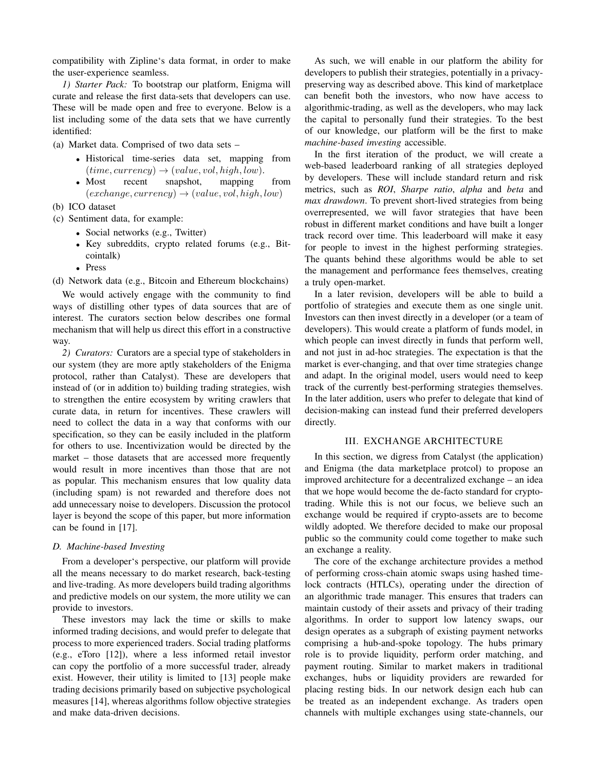compatibility with Zipline's data format, in order to make the user-experience seamless.

*1) Starter Pack:* To bootstrap our platform, Enigma will curate and release the first data-sets that developers can use. These will be made open and free to everyone. Below is a list including some of the data sets that we have currently identified:

(a) Market data. Comprised of two data sets –
- Historical time-series data set, mapping from $(time, currency) \rightarrow (value, vol, high, low)$.
- Most recent snapshot, mapping from $(exchange, currency) \rightarrow (value, vol, high, low)$

(b) ICO dataset

(c) Sentiment data, for example:
- Social networks (e.g., Twitter)
- Key subreddits, crypto related forums (e.g., Bitcointalk)
- Press

(d) Network data (e.g., Bitcoin and Ethereum blockchains)

We would actively engage with the community to find ways of distilling other types of data sources that are of interest. The curators section below describes one formal mechanism that will help us direct this effort in a constructive way.

*2) Curators:* Curators are a special type of stakeholders in our system (they are more aptly stakeholders of the Enigma protocol, rather than Catalyst). These are developers that instead of (or in addition to) building trading strategies, wish to strengthen the entire ecosystem by writing crawlers that curate data, in return for incentives. These crawlers will need to collect the data in a way that conforms with our specification, so they can be easily included in the platform for others to use. Incentivization would be directed by the market – those datasets that are accessed more frequently would result in more incentives than those that are not as popular. This mechanism ensures that low quality data (including spam) is not rewarded and therefore does not add unnecessary noise to developers. Discussion the protocol layer is beyond the scope of this paper, but more information can be found in [17].

### D. Machine-based Investing

From a developer's perspective, our platform will provide all the means necessary to do market research, back-testing and live-trading. As more developers build trading algorithms and predictive models on our system, the more utility we can provide to investors.

These investors may lack the time or skills to make informed trading decisions, and would prefer to delegate that process to more experienced traders. Social trading platforms (e.g., eToro [12]), where a less informed retail investor can copy the portfolio of a more successful trader, already exist. However, their utility is limited to [13] people make trading decisions primarily based on subjective psychological measures [14], whereas algorithms follow objective strategies and make data-driven decisions.

As such, we will enable in our platform the ability for developers to publish their strategies, potentially in a privacy-preserving way as described above. This kind of marketplace can benefit both the investors, who now have access to algorithmic-trading, as well as the developers, who may lack the capital to personally fund their strategies. To the best of our knowledge, our platform will be the first to make *machine-based investing* accessible.

In the first iteration of the product, we will create a web-based leaderboard ranking of all strategies deployed by developers. These will include standard return and risk metrics, such as ***ROI***, ***Sharpe ratio***, ***alpha*** and ***beta*** and ***max drawdown***. To prevent short-lived strategies from being overrepresented, we will favor strategies that have been robust in different market conditions and have built a longer track record over time. This leaderboard will make it easy for people to invest in the highest performing strategies. The quants behind these algorithms would be able to set the management and performance fees themselves, creating a truly open-market.

In a later revision, developers will be able to build a portfolio of strategies and execute them as one single unit. Investors can then invest directly in a developer (or a team of developers). This would create a platform of funds model, in which people can invest directly in funds that perform well, and not just in ad-hoc strategies. The expectation is that the market is ever-changing, and that over time strategies change and adapt. In the original model, users would need to keep track of the currently best-performing strategies themselves. In the later addition, users who prefer to delegate that kind of decision-making can instead fund their preferred developers directly.

## III. EXCHANGE ARCHITECTURE

In this section, we digress from Catalyst (the application) and Enigma (the data marketplace protcol) to propose an improved architecture for a decentralized exchange – an idea that we hope would become the de-facto standard for crypto-trading. While this is not our focus, we believe such an exchange would be required if crypto-assets are to become wildly adopted. We therefore decided to make our proposal public so the community could come together to make such an exchange a reality.

The core of the exchange architecture provides a method of performing cross-chain atomic swaps using hashed time-lock contracts (HTLCs), operating under the direction of an algorithmic trade manager. This ensures that traders can maintain custody of their assets and privacy of their trading algorithms. In order to support low latency swaps, our design operates as a subgraph of existing payment networks comprising a hub-and-spoke topology. The hubs primary role is to provide liquidity, perform order matching, and payment routing. Similar to market makers in traditional exchanges, hubs or liquidity providers are rewarded for placing resting bids. In our network design each hub can be treated as an independent exchange. As traders open channels with multiple exchanges using state-channels, our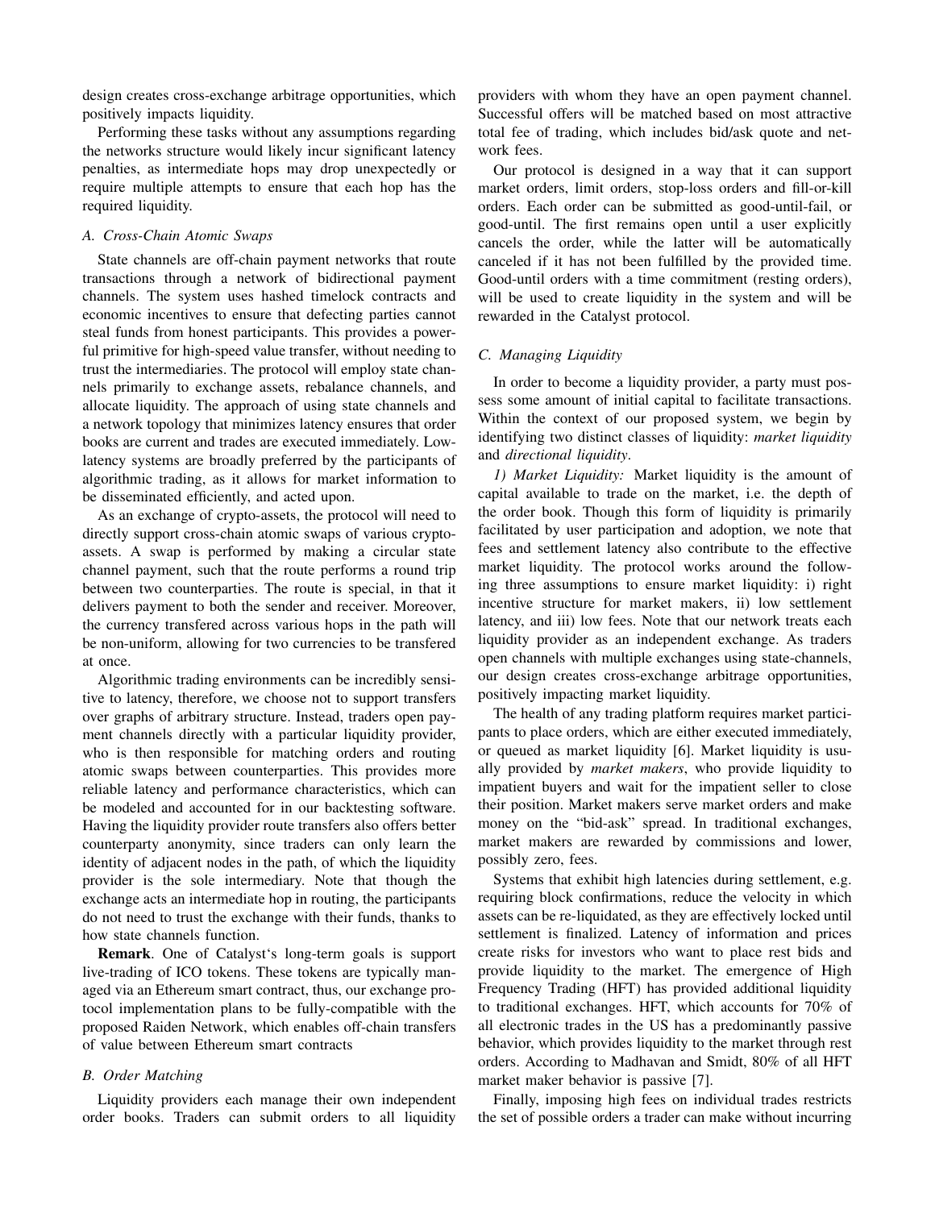design creates cross-exchange arbitrage opportunities, which positively impacts liquidity.

Performing these tasks without any assumptions regarding the networks structure would likely incur significant latency penalties, as intermediate hops may drop unexpectedly or require multiple attempts to ensure that each hop has the required liquidity.

### A. Cross-Chain Atomic Swaps

State channels are off-chain payment networks that route transactions through a network of bidirectional payment channels. The system uses hashed timelock contracts and economic incentives to ensure that defecting parties cannot steal funds from honest participants. This provides a powerful primitive for high-speed value transfer, without needing to trust the intermediaries. The protocol will employ state channels primarily to exchange assets, rebalance channels, and allocate liquidity. The approach of using state channels and a network topology that minimizes latency ensures that order books are current and trades are executed immediately. Low-latency systems are broadly preferred by the participants of algorithmic trading, as it allows for market information to be disseminated efficiently, and acted upon.

As an exchange of crypto-assets, the protocol will need to directly support cross-chain atomic swaps of various crypto-assets. A swap is performed by making a circular state channel payment, such that the route performs a round trip between two counterparties. The route is special, in that it delivers payment to both the sender and receiver. Moreover, the currency transfered across various hops in the path will be non-uniform, allowing for two currencies to be transfered at once.

Algorithmic trading environments can be incredibly sensitive to latency, therefore, we choose not to support transfers over graphs of arbitrary structure. Instead, traders open payment channels directly with a particular liquidity provider, who is then responsible for matching orders and routing atomic swaps between counterparties. This provides more reliable latency and performance characteristics, which can be modeled and accounted for in our backtesting software. Having the liquidity provider route transfers also offers better counterparty anonymity, since traders can only learn the identity of adjacent nodes in the path, of which the liquidity provider is the sole intermediary. Note that though the exchange acts an intermediate hop in routing, the participants do not need to trust the exchange with their funds, thanks to how state channels function.

**Remark**. One of Catalyst's long-term goals is support live-trading of ICO tokens. These tokens are typically managed via an Ethereum smart contract, thus, our exchange protocol implementation plans to be fully-compatible with the proposed Raiden Network, which enables off-chain transfers of value between Ethereum smart contracts

### B. Order Matching

Liquidity providers each manage their own independent order books. Traders can submit orders to all liquidity providers with whom they have an open payment channel. Successful offers will be matched based on most attractive total fee of trading, which includes bid/ask quote and network fees.

Our protocol is designed in a way that it can support market orders, limit orders, stop-loss orders and fill-or-kill orders. Each order can be submitted as good-until-fail, or good-until. The first remains open until a user explicitly cancels the order, while the latter will be automatically canceled if it has not been fulfilled by the provided time. Good-until orders with a time commitment (resting orders), will be used to create liquidity in the system and will be rewarded in the Catalyst protocol.

### C. Managing Liquidity

In order to become a liquidity provider, a party must possess some amount of initial capital to facilitate transactions. Within the context of our proposed system, we begin by identifying two distinct classes of liquidity: *market liquidity* and *directional liquidity*.

*1) Market Liquidity:* Market liquidity is the amount of capital available to trade on the market, i.e. the depth of the order book. Though this form of liquidity is primarily facilitated by user participation and adoption, we note that fees and settlement latency also contribute to the effective market liquidity. The protocol works around the following three assumptions to ensure market liquidity: i) right incentive structure for market makers, ii) low settlement latency, and iii) low fees. Note that our network treats each liquidity provider as an independent exchange. As traders open channels with multiple exchanges using state-channels, our design creates cross-exchange arbitrage opportunities, positively impacting market liquidity.

The health of any trading platform requires market participants to place orders, which are either executed immediately, or queued as market liquidity [6]. Market liquidity is usually provided by *market makers*, who provide liquidity to impatient buyers and wait for the impatient seller to close their position. Market makers serve market orders and make money on the "bid-ask" spread. In traditional exchanges, market makers are rewarded by commissions and lower, possibly zero, fees.

Systems that exhibit high latencies during settlement, e.g. requiring block confirmations, reduce the velocity in which assets can be re-liquidated, as they are effectively locked until settlement is finalized. Latency of information and prices create risks for investors who want to place rest bids and provide liquidity to the market. The emergence of High Frequency Trading (HFT) has provided additional liquidity to traditional exchanges. HFT, which accounts for 70% of all electronic trades in the US has a predominantly passive behavior, which provides liquidity to the market through rest orders. According to Madhavan and Smidt, 80% of all HFT market maker behavior is passive [7].

Finally, imposing high fees on individual trades restricts the set of possible orders a trader can make without incurring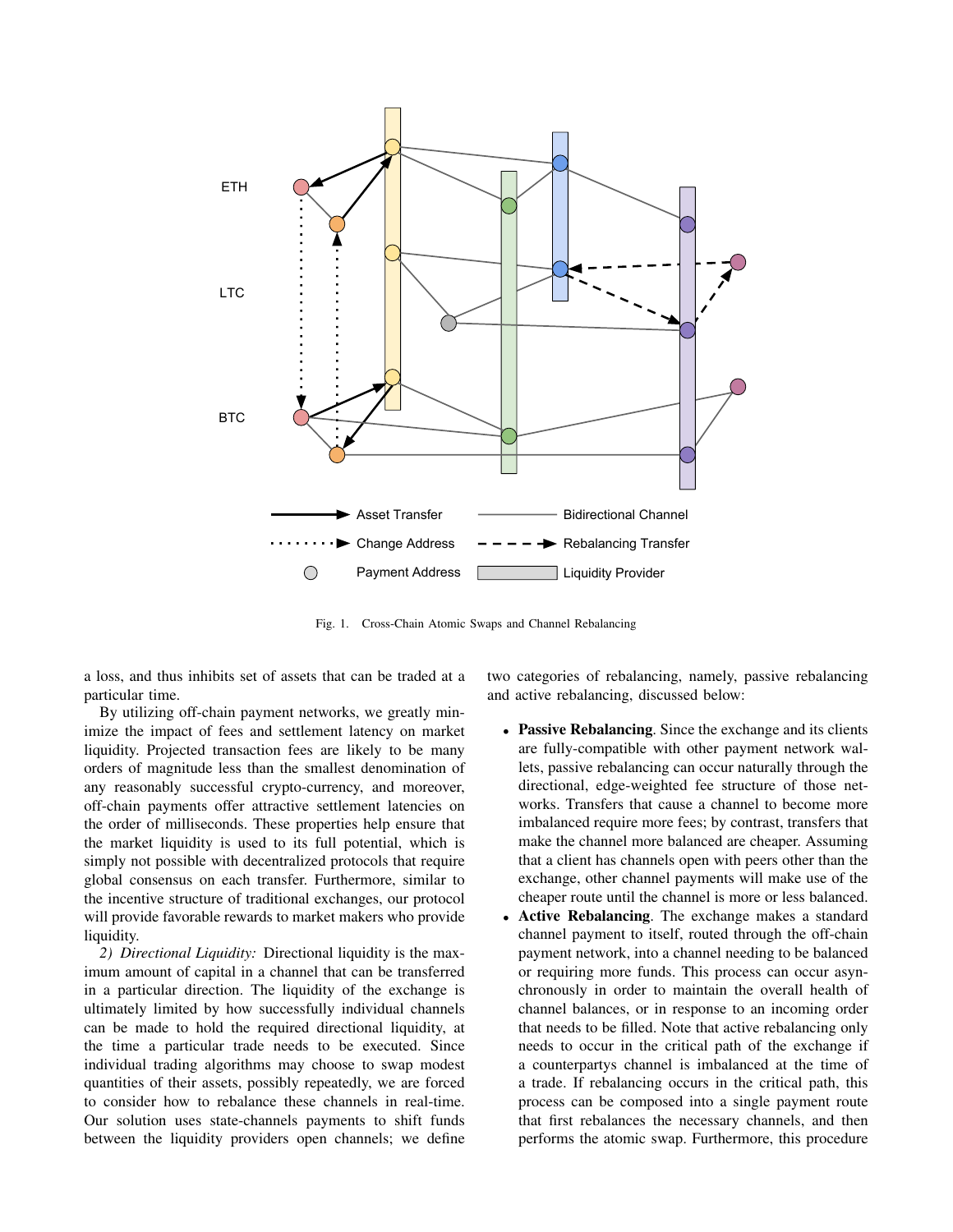Fig. 1. Cross-Chain Atomic Swaps and Channel Rebalancing

a loss, and thus inhibits set of assets that can be traded at a particular time.

By utilizing off-chain payment networks, we greatly minimize the impact of fees and settlement latency on market liquidity. Projected transaction fees are likely to be many orders of magnitude less than the smallest denomination of any reasonably successful crypto-currency, and moreover, off-chain payments offer attractive settlement latencies on the order of milliseconds. These properties help ensure that the market liquidity is used to its full potential, which is simply not possible with decentralized protocols that require global consensus on each transfer. Furthermore, similar to the incentive structure of traditional exchanges, our protocol will provide favorable rewards to market makers who provide liquidity.

*2) Directional Liquidity:* Directional liquidity is the maximum amount of capital in a channel that can be transferred in a particular direction. The liquidity of the exchange is ultimately limited by how successfully individual channels can be made to hold the required directional liquidity, at the time a particular trade needs to be executed. Since individual trading algorithms may choose to swap modest quantities of their assets, possibly repeatedly, we are forced to consider how to rebalance these channels in real-time. Our solution uses state-channels payments to shift funds between the liquidity providers open channels; we define two categories of rebalancing, namely, passive rebalancing and active rebalancing, discussed below:

- **Passive Rebalancing**. Since the exchange and its clients are fully-compatible with other payment network wallets, passive rebalancing can occur naturally through the directional, edge-weighted fee structure of those networks. Transfers that cause a channel to become more imbalanced require more fees; by contrast, transfers that make the channel more balanced are cheaper. Assuming that a client has channels open with peers other than the exchange, other channel payments will make use of the cheaper route until the channel is more or less balanced.
- **Active Rebalancing**. The exchange makes a standard channel payment to itself, routed through the off-chain payment network, into a channel needing to be balanced or requiring more funds. This process can occur asynchronously in order to maintain the overall health of channel balances, or in response to an incoming order that needs to be filled. Note that active rebalancing only needs to occur in the critical path of the exchange if a counterpartys channel is imbalanced at the time of a trade. If rebalancing occurs in the critical path, this process can be composed into a single payment route that first rebalances the necessary channels, and then performs the atomic swap. Furthermore, this procedure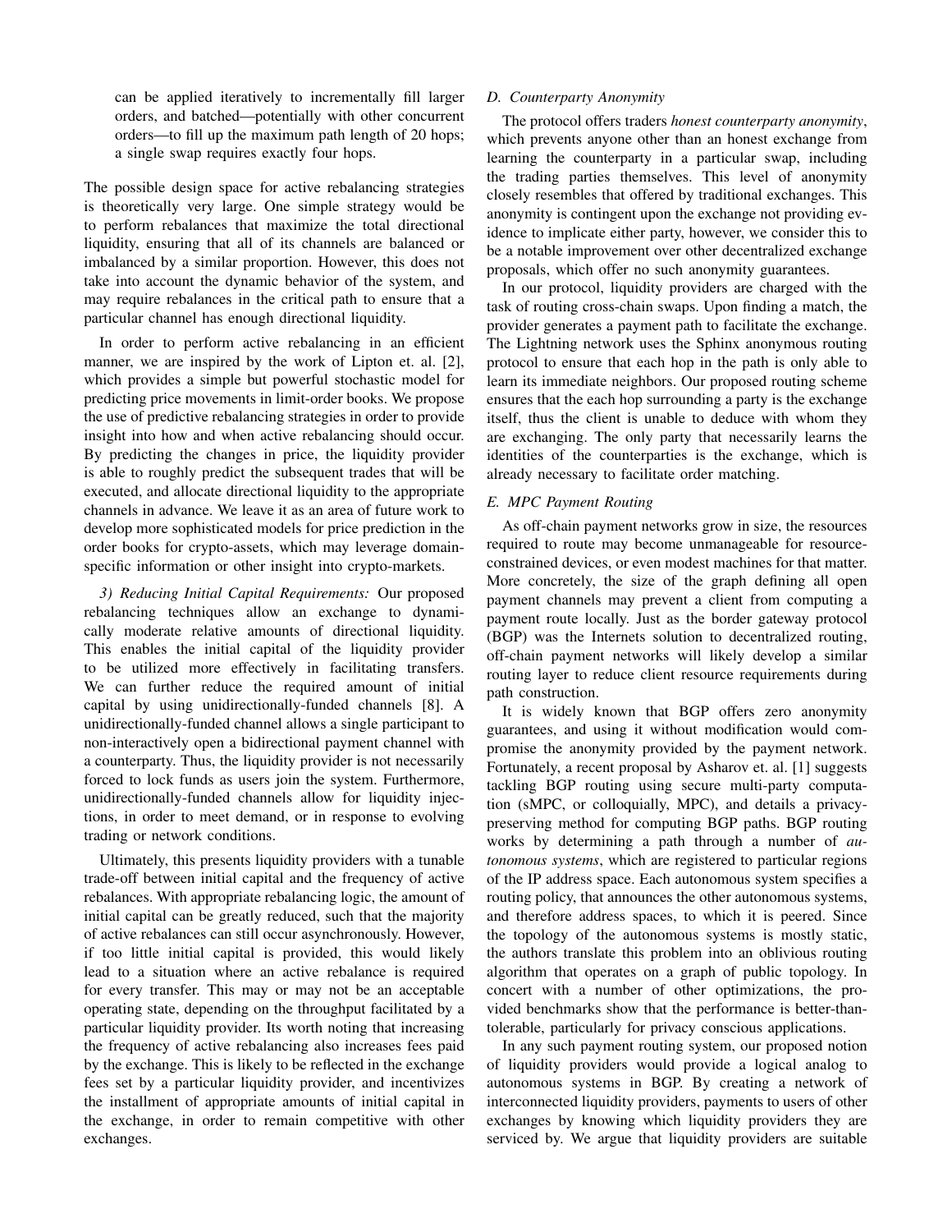can be applied iteratively to incrementally fill larger orders, and batched—potentially with other concurrent orders—to fill up the maximum path length of 20 hops; a single swap requires exactly four hops.

The possible design space for active rebalancing strategies is theoretically very large. One simple strategy would be to perform rebalances that maximize the total directional liquidity, ensuring that all of its channels are balanced or imbalanced by a similar proportion. However, this does not take into account the dynamic behavior of the system, and may require rebalances in the critical path to ensure that a particular channel has enough directional liquidity.

In order to perform active rebalancing in an efficient manner, we are inspired by the work of Lipton et. al. [2], which provides a simple but powerful stochastic model for predicting price movements in limit-order books. We propose the use of predictive rebalancing strategies in order to provide insight into how and when active rebalancing should occur. By predicting the changes in price, the liquidity provider is able to roughly predict the subsequent trades that will be executed, and allocate directional liquidity to the appropriate channels in advance. We leave it as an area of future work to develop more sophisticated models for price prediction in the order books for crypto-assets, which may leverage domain-specific information or other insight into crypto-markets.

*3) Reducing Initial Capital Requirements:* Our proposed rebalancing techniques allow an exchange to dynamically moderate relative amounts of directional liquidity. This enables the initial capital of the liquidity provider to be utilized more effectively in facilitating transfers. We can further reduce the required amount of initial capital by using unidirectionally-funded channels [8]. A unidirectionally-funded channel allows a single participant to non-interactively open a bidirectional payment channel with a counterparty. Thus, the liquidity provider is not necessarily forced to lock funds as users join the system. Furthermore, unidirectionally-funded channels allow for liquidity injections, in order to meet demand, or in response to evolving trading or network conditions.

Ultimately, this presents liquidity providers with a tunable trade-off between initial capital and the frequency of active rebalances. With appropriate rebalancing logic, the amount of initial capital can be greatly reduced, such that the majority of active rebalances can still occur asynchronously. However, if too little initial capital is provided, this would likely lead to a situation where an active rebalance is required for every transfer. This may or may not be an acceptable operating state, depending on the throughput facilitated by a particular liquidity provider. Its worth noting that increasing the frequency of active rebalancing also increases fees paid by the exchange. This is likely to be reflected in the exchange fees set by a particular liquidity provider, and incentivizes the installment of appropriate amounts of initial capital in the exchange, in order to remain competitive with other exchanges.

### D. Counterparty Anonymity

The protocol offers traders *honest counterparty anonymity*, which prevents anyone other than an honest exchange from learning the counterparty in a particular swap, including the trading parties themselves. This level of anonymity closely resembles that offered by traditional exchanges. This anonymity is contingent upon the exchange not providing evidence to implicate either party, however, we consider this to be a notable improvement over other decentralized exchange proposals, which offer no such anonymity guarantees.

In our protocol, liquidity providers are charged with the task of routing cross-chain swaps. Upon finding a match, the provider generates a payment path to facilitate the exchange. The Lightning network uses the Sphinx anonymous routing protocol to ensure that each hop in the path is only able to learn its immediate neighbors. Our proposed routing scheme ensures that the each hop surrounding a party is the exchange itself, thus the client is unable to deduce with whom they are exchanging. The only party that necessarily learns the identities of the counterparties is the exchange, which is already necessary to facilitate order matching.

### E. MPC Payment Routing

As off-chain payment networks grow in size, the resources required to route may become unmanageable for resource-constrained devices, or even modest machines for that matter. More concretely, the size of the graph defining all open payment channels may prevent a client from computing a payment route locally. Just as the border gateway protocol (BGP) was the Internets solution to decentralized routing, off-chain payment networks will likely develop a similar routing layer to reduce client resource requirements during path construction.

It is widely known that BGP offers zero anonymity guarantees, and using it without modification would compromise the anonymity provided by the payment network. Fortunately, a recent proposal by Asharov et. al. [1] suggests tackling BGP routing using secure multi-party computation (sMPC, or colloquially, MPC), and details a privacy-preserving method for computing BGP paths. BGP routing works by determining a path through a number of *autonomous systems*, which are registered to particular regions of the IP address space. Each autonomous system specifies a routing policy, that announces the other autonomous systems, and therefore address spaces, to which it is peered. Since the topology of the autonomous systems is mostly static, the authors translate this problem into an oblivious routing algorithm that operates on a graph of public topology. In concert with a number of other optimizations, the provided benchmarks show that the performance is better-than-tolerable, particularly for privacy conscious applications.

In any such payment routing system, our proposed notion of liquidity providers would provide a logical analog to autonomous systems in BGP. By creating a network of interconnected liquidity providers, payments to users of other exchanges by knowing which liquidity providers they are serviced by. We argue that liquidity providers are suitable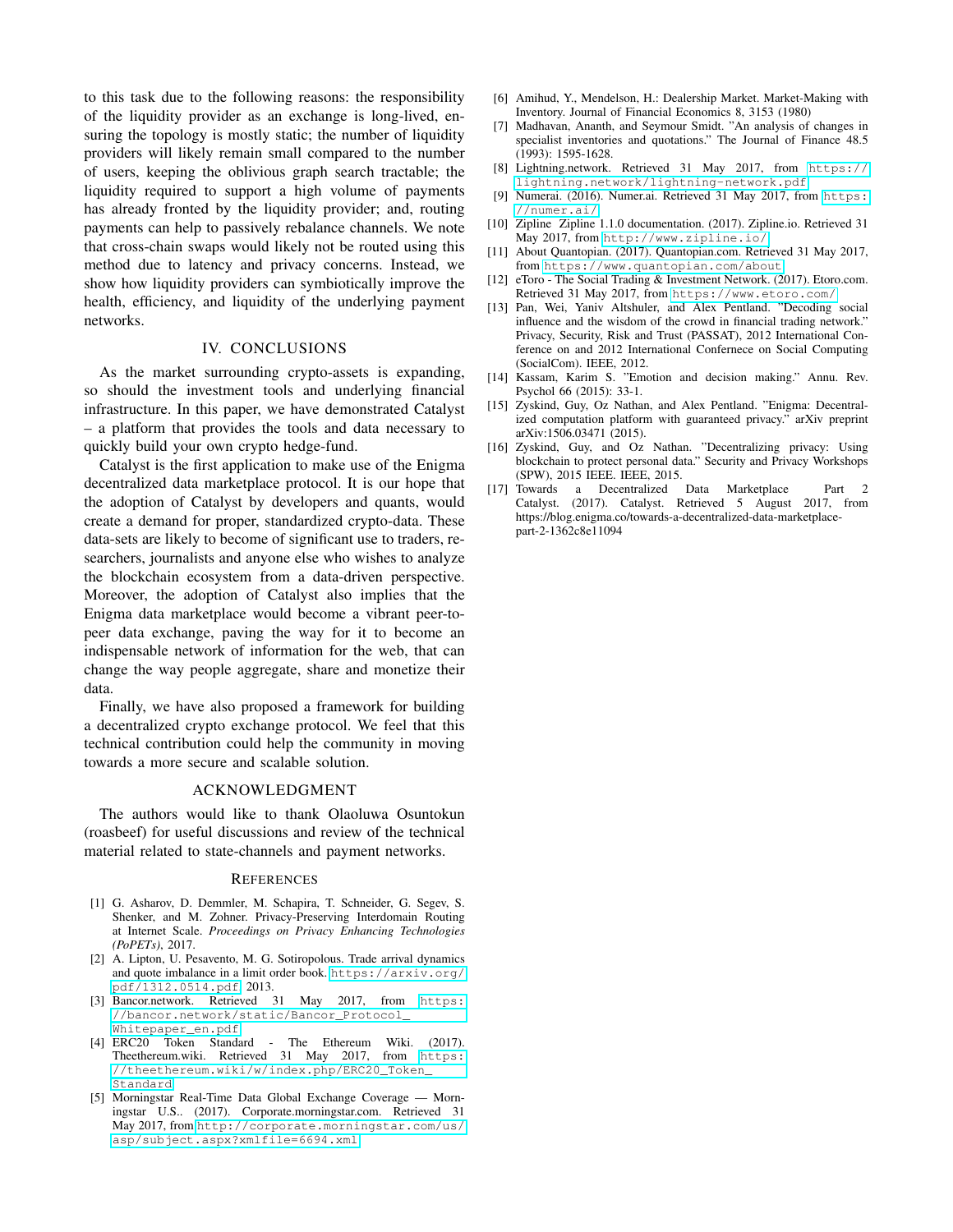to this task due to the following reasons: the responsibility of the liquidity provider as an exchange is long-lived, ensuring the topology is mostly static; the number of liquidity providers will likely remain small compared to the number of users, keeping the oblivious graph search tractable; the liquidity required to support a high volume of payments has already fronted by the liquidity provider; and, routing payments can help to passively rebalance channels. We note that cross-chain swaps would likely not be routed using this method due to latency and privacy concerns. Instead, we show how liquidity providers can symbiotically improve the health, efficiency, and liquidity of the underlying payment networks.

## IV. Conclusions

As the market surrounding crypto-assets is expanding, so should the investment tools and underlying financial infrastructure. In this paper, we have demonstrated Catalyst – a platform that provides the tools and data necessary to quickly build your own crypto hedge-fund.

Catalyst is the first application to make use of the Enigma decentralized data marketplace protocol. It is our hope that the adoption of Catalyst by developers and quants, would create a demand for proper, standardized crypto-data. These data-sets are likely to become of significant use to traders, researchers, journalists and anyone else who wishes to analyze the blockchain ecosystem from a data-driven perspective. Moreover, the adoption of Catalyst also implies that the Enigma data marketplace would become a vibrant peer-to-peer data exchange, paving the way for it to become an indispensable network of information for the web, that can change the way people aggregate, share and monetize their data.

Finally, we have also proposed a framework for building a decentralized crypto exchange protocol. We feel that this technical contribution could help the community in moving towards a more secure and scalable solution.

## Acknowledgment

The authors would like to thank Olaoluwa Osuntokun (roasbeef) for useful discussions and review of the technical material related to state-channels and payment networks.

## References

[1] G. Asharov, D. Demmler, M. Schapira, T. Schneider, G. Segev, S. Shenker, and M. Zohner. Privacy-Preserving Interdomain Routing at Internet Scale. *Proceedings on Privacy Enhancing Technologies (PoPETs)*, 2017.

[2] A. Lipton, U. Pesavento, M. G. Sotiropolous. Trade arrival dynamics and quote imbalance in a limit order book. https://arxiv.org/pdf/1312.0514.pdf 2013.

[3] Bancor.network. Retrieved 31 May 2017, from https://bancor.network/static/Bancor_Protocol_Whitepaper_en.pdf

[4] ERC20 Token Standard - The Ethereum Wiki. (2017). Theethereum.wiki. Retrieved 31 May 2017, from https://theethereum.wiki/w/index.php/ERC20_Token_Standard

[5] Morningstar Real-Time Data Global Exchange Coverage — Morningstar U.S.. (2017). Corporate.morningstar.com. Retrieved 31 May 2017, from http://corporate.morningstar.com/us/asp/subject.aspx?xmlfile=6694.xml

[6] Amihud, Y., Mendelson, H.: Dealership Market. Market-Making with Inventory. Journal of Financial Economics 8, 3153 (1980)

[7] Madhavan, Ananth, and Seymour Smidt. "An analysis of changes in specialist inventories and quotations." The Journal of Finance 48.5 (1993): 1595-1628.

[8] Lightning.network. Retrieved 31 May 2017, from https://lightning.network/lightning-network.pdf

[9] Numerai. (2016). Numer.ai. Retrieved 31 May 2017, from https://numer.ai/

[10] Zipline Zipline 1.1.0 documentation. (2017). Zipline.io. Retrieved 31 May 2017, from http://www.zipline.io/

[11] About Quantopian. (2017). Quantopian.com. Retrieved 31 May 2017, from https://www.quantopian.com/about

[12] eToro - The Social Trading & Investment Network. (2017). Etoro.com. Retrieved 31 May 2017, from https://www.etoro.com/

[13] Pan, Wei, Yaniv Altshuler, and Alex Pentland. "Decoding social influence and the wisdom of the crowd in financial trading network." Privacy, Security, Risk and Trust (PASSAT), 2012 International Conference on and 2012 International Confernece on Social Computing (SocialCom). IEEE, 2012.

[14] Kassam, Karim S. "Emotion and decision making." Annu. Rev. Psychol 66 (2015): 33-1.

[15] Zyskind, Guy, Oz Nathan, and Alex Pentland. "Enigma: Decentralized computation platform with guaranteed privacy." arXiv preprint arXiv:1506.03471 (2015).

[16] Zyskind, Guy, and Oz Nathan. "Decentralizing privacy: Using blockchain to protect personal data." Security and Privacy Workshops (SPW), 2015 IEEE. IEEE, 2015.

[17] Towards a Decentralized Data Marketplace Part 2 Catalyst. (2017). Catalyst. Retrieved 5 August 2017, from https://blog.enigma.co/towards-a-decentralized-data-marketplace-part-2-1362c8e11094